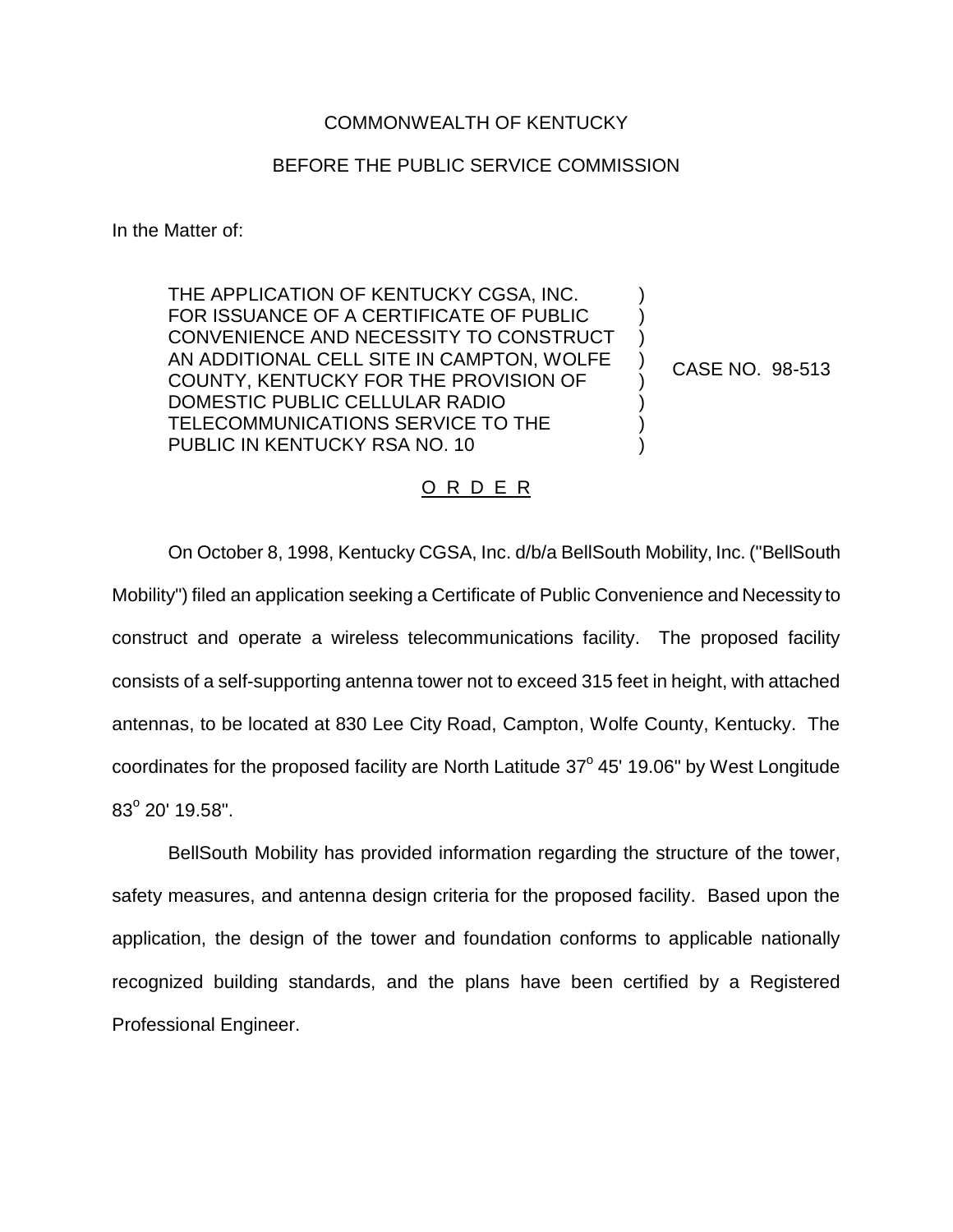COMMONWEALTH OF KENTUCKY

BEFORE THE PUBLIC SERVICE COMMISSION

In the Matter of:

| | |
|---|---|
| THE APPLICATION OF KENTUCKY CGSA, INC. FOR ISSUANCE OF A CERTIFICATE OF PUBLIC CONVENIENCE AND NECESSITY TO CONSTRUCT AN ADDITIONAL CELL SITE IN CAMPTON, WOLFE COUNTY, KENTUCKY FOR THE PROVISION OF DOMESTIC PUBLIC CELLULAR RADIO TELECOMMUNICATIONS SERVICE TO THE PUBLIC IN KENTUCKY RSA NO. 10 | CASE NO. 98-513 |

O R D E R

On October 8, 1998, Kentucky CGSA, Inc. d/b/a BellSouth Mobility, Inc. ("BellSouth Mobility") filed an application seeking a Certificate of Public Convenience and Necessity to construct and operate a wireless telecommunications facility. The proposed facility consists of a self-supporting antenna tower not to exceed 315 feet in height, with attached antennas, to be located at 830 Lee City Road, Campton, Wolfe County, Kentucky. The coordinates for the proposed facility are North Latitude 37° 45' 19.06" by West Longitude 83° 20' 19.58".

BellSouth Mobility has provided information regarding the structure of the tower, safety measures, and antenna design criteria for the proposed facility. Based upon the application, the design of the tower and foundation conforms to applicable nationally recognized building standards, and the plans have been certified by a Registered Professional Engineer.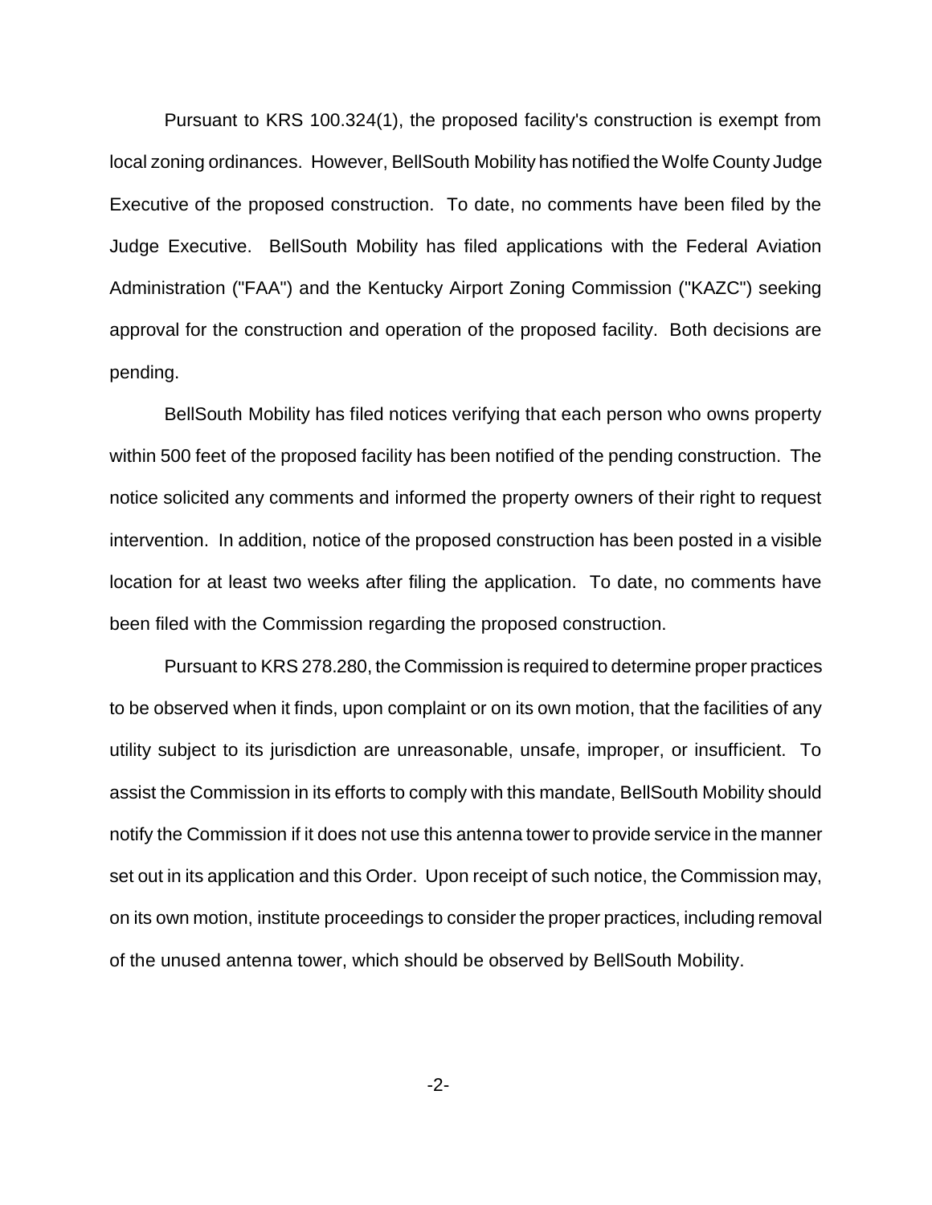Pursuant to KRS 100.324(1), the proposed facility's construction is exempt from local zoning ordinances. However, BellSouth Mobility has notified the Wolfe County Judge Executive of the proposed construction. To date, no comments have been filed by the Judge Executive. BellSouth Mobility has filed applications with the Federal Aviation Administration ("FAA") and the Kentucky Airport Zoning Commission ("KAZC") seeking approval for the construction and operation of the proposed facility. Both decisions are pending.

BellSouth Mobility has filed notices verifying that each person who owns property within 500 feet of the proposed facility has been notified of the pending construction. The notice solicited any comments and informed the property owners of their right to request intervention. In addition, notice of the proposed construction has been posted in a visible location for at least two weeks after filing the application. To date, no comments have been filed with the Commission regarding the proposed construction.

Pursuant to KRS 278.280, the Commission is required to determine proper practices to be observed when it finds, upon complaint or on its own motion, that the facilities of any utility subject to its jurisdiction are unreasonable, unsafe, improper, or insufficient. To assist the Commission in its efforts to comply with this mandate, BellSouth Mobility should notify the Commission if it does not use this antenna tower to provide service in the manner set out in its application and this Order. Upon receipt of such notice, the Commission may, on its own motion, institute proceedings to consider the proper practices, including removal of the unused antenna tower, which should be observed by BellSouth Mobility.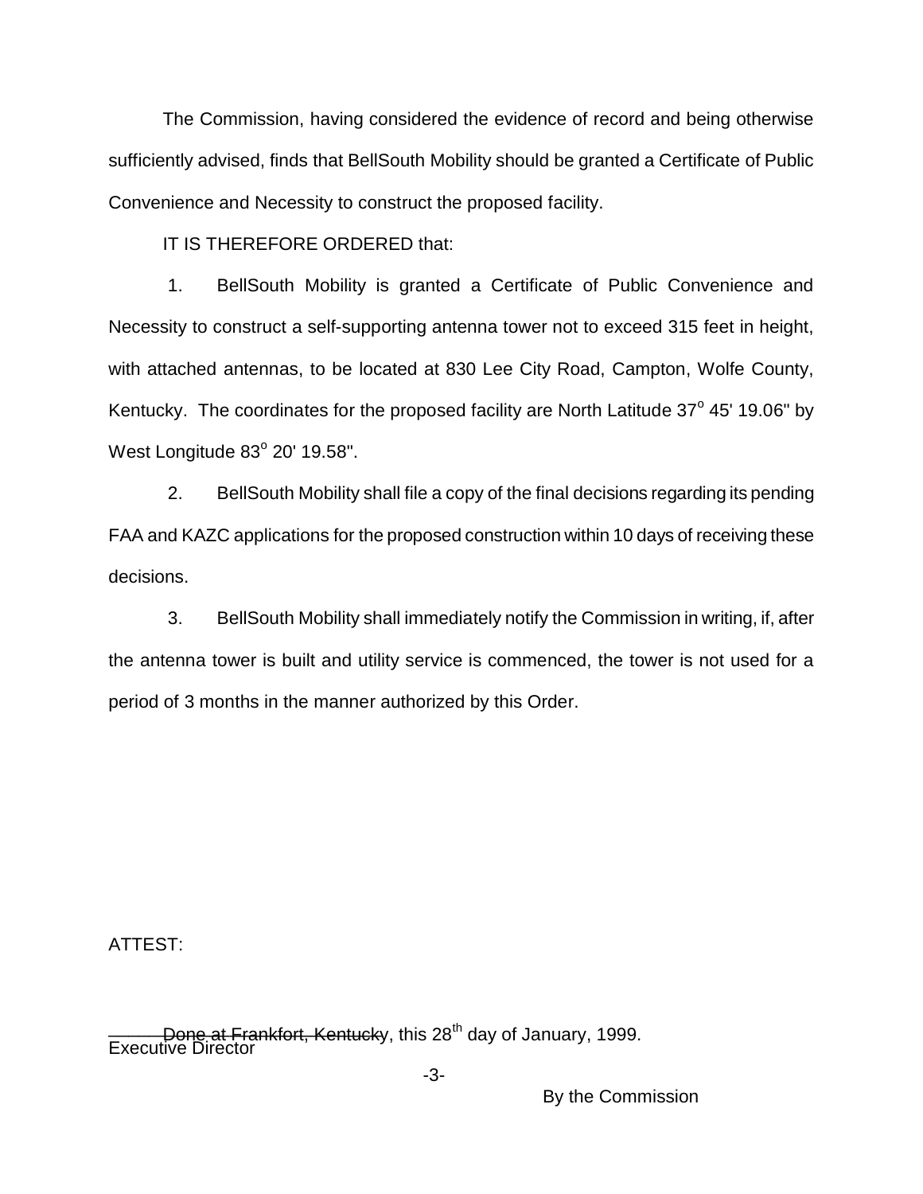The Commission, having considered the evidence of record and being otherwise sufficiently advised, finds that BellSouth Mobility should be granted a Certificate of Public Convenience and Necessity to construct the proposed facility.

IT IS THEREFORE ORDERED that:

1. BellSouth Mobility is granted a Certificate of Public Convenience and Necessity to construct a self-supporting antenna tower not to exceed 315 feet in height, with attached antennas, to be located at 830 Lee City Road, Campton, Wolfe County, Kentucky. The coordinates for the proposed facility are North Latitude 37° 45' 19.06" by West Longitude 83° 20' 19.58".

2. BellSouth Mobility shall file a copy of the final decisions regarding its pending FAA and KAZC applications for the proposed construction within 10 days of receiving these decisions.

3. BellSouth Mobility shall immediately notify the Commission in writing, if, after the antenna tower is built and utility service is commenced, the tower is not used for a period of 3 months in the manner authorized by this Order.

Done at Frankfort, Kentucky, this 28th day of January, 1999.

By the Commission

ATTEST:

Executive Director